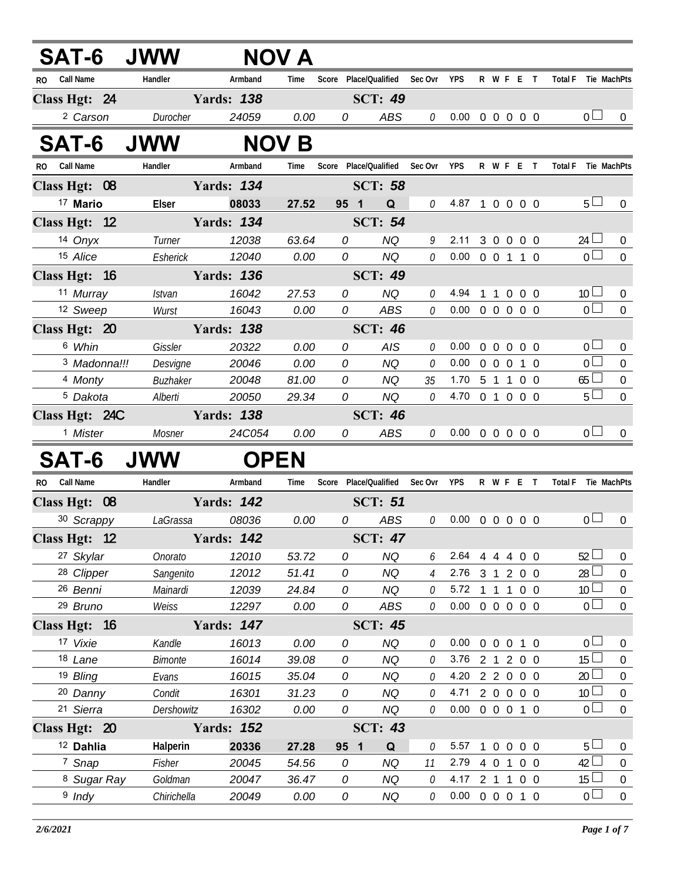## SAT-6 JWW NOV A

| RO | Call Name | Handler | Armband | Time | Score | Place/Qualified | Sec Ovr | YPS | R | W | F | E | T | Total F | Tie | MachPts |
|---|---|---|---|---|---|---|---|---|---|---|---|---|---|---|---|---|
| **Class Hgt: 24** | | **Yards: 138** | | | | **SCT: 49** | | | | | | | | | | |
| 2 | Carson | Durocher | 24059 | 0.00 | 0 | ABS | 0 | 0.00 | 0 | 0 | 0 | 0 | 0 | 0 | ☐ | 0 |

## SAT-6 JWW NOV B

| RO | Call Name | Handler | Armband | Time | Score | Place/Qualified | Sec Ovr | YPS | R | W | F | E | T | Total F | Tie | MachPts |
|---|---|---|---|---|---|---|---|---|---|---|---|---|---|---|---|---|
| **Class Hgt: 08** | | **Yards: 134** | | | | **SCT: 58** | | | | | | | | | | |
| 17 | **Mario** | **Elser** | **08033** | **27.52** | **95** | **1 Q** | 0 | 4.87 | 1 | 0 | 0 | 0 | 0 | 5 | ☐ | 0 |
| **Class Hgt: 12** | | **Yards: 134** | | | | **SCT: 54** | | | | | | | | | | |
| 14 | Onyx | Turner | 12038 | 63.64 | 0 | NQ | 9 | 2.11 | 3 | 0 | 0 | 0 | 0 | 24 | ☐ | 0 |
| 15 | Alice | Esherick | 12040 | 0.00 | 0 | NQ | 0 | 0.00 | 0 | 0 | 1 | 1 | 0 | 0 | ☐ | 0 |
| **Class Hgt: 16** | | **Yards: 136** | | | | **SCT: 49** | | | | | | | | | | |
| 11 | Murray | Istvan | 16042 | 27.53 | 0 | NQ | 0 | 4.94 | 1 | 1 | 0 | 0 | 0 | 10 | ☐ | 0 |
| 12 | Sweep | Wurst | 16043 | 0.00 | 0 | ABS | 0 | 0.00 | 0 | 0 | 0 | 0 | 0 | 0 | ☐ | 0 |
| **Class Hgt: 20** | | **Yards: 138** | | | | **SCT: 46** | | | | | | | | | | |
| 6 | Whin | Gissler | 20322 | 0.00 | 0 | AIS | 0 | 0.00 | 0 | 0 | 0 | 0 | 0 | 0 | ☐ | 0 |
| 3 | Madonna!!! | Desvigne | 20046 | 0.00 | 0 | NQ | 0 | 0.00 | 0 | 0 | 0 | 1 | 0 | 0 | ☐ | 0 |
| 4 | Monty | Buzhaker | 20048 | 81.00 | 0 | NQ | 35 | 1.70 | 5 | 1 | 1 | 0 | 0 | 65 | ☐ | 0 |
| 5 | Dakota | Alberti | 20050 | 29.34 | 0 | NQ | 0 | 4.70 | 0 | 1 | 0 | 0 | 0 | 5 | ☐ | 0 |
| **Class Hgt: 24C** | | **Yards: 138** | | | | **SCT: 46** | | | | | | | | | | |
| 1 | Mister | Mosner | 24C054 | 0.00 | 0 | ABS | 0 | 0.00 | 0 | 0 | 0 | 0 | 0 | 0 | ☐ | 0 |

## SAT-6 JWW OPEN

| RO | Call Name | Handler | Armband | Time | Score | Place/Qualified | Sec Ovr | YPS | R | W | F | E | T | Total F | Tie | MachPts |
|---|---|---|---|---|---|---|---|---|---|---|---|---|---|---|---|---|
| **Class Hgt: 08** | | **Yards: 142** | | | | **SCT: 51** | | | | | | | | | | |
| 30 | Scrappy | LaGrassa | 08036 | 0.00 | 0 | ABS | 0 | 0.00 | 0 | 0 | 0 | 0 | 0 | 0 | ☐ | 0 |
| **Class Hgt: 12** | | **Yards: 142** | | | | **SCT: 47** | | | | | | | | | | |
| 27 | Skylar | Onorato | 12010 | 53.72 | 0 | NQ | 6 | 2.64 | 4 | 4 | 4 | 0 | 0 | 52 | ☐ | 0 |
| 28 | Clipper | Sangenito | 12012 | 51.41 | 0 | NQ | 4 | 2.76 | 3 | 1 | 2 | 0 | 0 | 28 | ☐ | 0 |
| 26 | Benni | Mainardi | 12039 | 24.84 | 0 | NQ | 0 | 5.72 | 1 | 1 | 1 | 0 | 0 | 10 | ☐ | 0 |
| 29 | Bruno | Weiss | 12297 | 0.00 | 0 | ABS | 0 | 0.00 | 0 | 0 | 0 | 0 | 0 | 0 | ☐ | 0 |
| **Class Hgt: 16** | | **Yards: 147** | | | | **SCT: 45** | | | | | | | | | | |
| 17 | Vixie | Kandle | 16013 | 0.00 | 0 | NQ | 0 | 0.00 | 0 | 0 | 0 | 1 | 0 | 0 | ☐ | 0 |
| 18 | Lane | Bimonte | 16014 | 39.08 | 0 | NQ | 0 | 3.76 | 2 | 1 | 2 | 0 | 0 | 15 | ☐ | 0 |
| 19 | Bling | Evans | 16015 | 35.04 | 0 | NQ | 0 | 4.20 | 2 | 2 | 0 | 0 | 0 | 20 | ☐ | 0 |
| 20 | Danny | Condit | 16301 | 31.23 | 0 | NQ | 0 | 4.71 | 2 | 0 | 0 | 0 | 0 | 10 | ☐ | 0 |
| 21 | Sierra | Dershowitz | 16302 | 0.00 | 0 | NQ | 0 | 0.00 | 0 | 0 | 0 | 1 | 0 | 0 | ☐ | 0 |
| **Class Hgt: 20** | | **Yards: 152** | | | | **SCT: 43** | | | | | | | | | | |
| 12 | **Dahlia** | **Halperin** | **20336** | **27.28** | **95** | **1 Q** | 0 | 5.57 | 1 | 0 | 0 | 0 | 0 | 5 | ☐ | 0 |
| 7 | Snap | Fisher | 20045 | 54.56 | 0 | NQ | 11 | 2.79 | 4 | 0 | 1 | 0 | 0 | 42 | ☐ | 0 |
| 8 | Sugar Ray | Goldman | 20047 | 36.47 | 0 | NQ | 0 | 4.17 | 2 | 1 | 1 | 0 | 0 | 15 | ☐ | 0 |
| 9 | Indy | Chirichella | 20049 | 0.00 | 0 | NQ | 0 | 0.00 | 0 | 0 | 0 | 1 | 0 | 0 | ☐ | 0 |

*2/6/2021*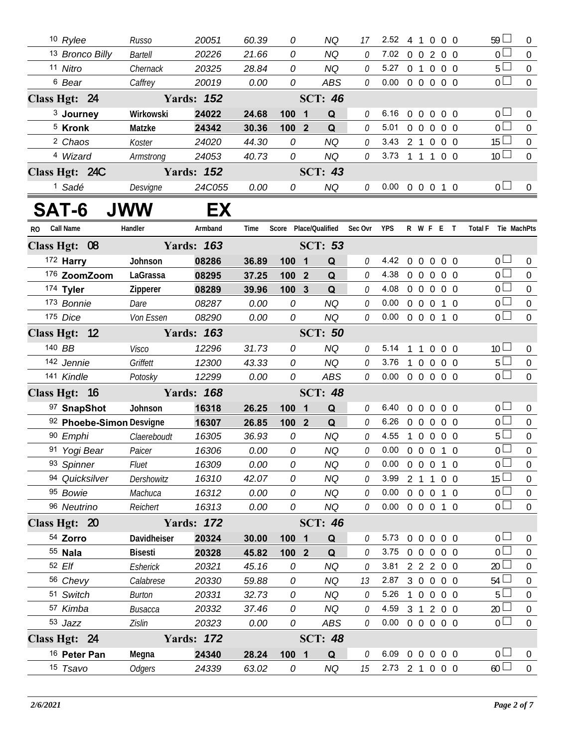| RO | Call Name | Handler | Armband | Time | Score | Place/Qualified | | Sec Ovr | YPS | R | W | F | E | T | Total F | Tie | MachPts |
|---|---|---|---|---|---|---|---|---|---|---|---|---|---|---|---|---|---|
| 10 | *Rylee* | *Russo* | *20051* | *60.39* | *0* | | *NQ* | *17* | 2.52 | 4 | 1 | 0 | 0 | 0 | 59 | | 0 |
| 13 | *Bronco Billy* | *Bartell* | *20226* | *21.66* | *0* | | *NQ* | *0* | 7.02 | 0 | 0 | 2 | 0 | 0 | 0 | | 0 |
| 11 | *Nitro* | *Chernack* | *20325* | *28.84* | *0* | | *NQ* | *0* | 5.27 | 0 | 1 | 0 | 0 | 0 | 5 | | 0 |
| 6 | *Bear* | *Caffrey* | *20019* | *0.00* | *0* | | *ABS* | *0* | 0.00 | 0 | 0 | 0 | 0 | 0 | 0 | | 0 |
| **Class Hgt: 24** | | **Yards: 152** | | | | **SCT: 46** | | | | | | | | | | | |
| 3 | **Journey** | **Wirkowski** | **24022** | **24.68** | **100** | **1** | **Q** | *0* | 6.16 | 0 | 0 | 0 | 0 | 0 | 0 | | 0 |
| 5 | **Kronk** | **Matzke** | **24342** | **30.36** | **100** | **2** | **Q** | *0* | 5.01 | 0 | 0 | 0 | 0 | 0 | 0 | | 0 |
| 2 | *Chaos* | *Koster* | *24020* | *44.30* | *0* | | *NQ* | *0* | 3.43 | 2 | 1 | 0 | 0 | 0 | 15 | | 0 |
| 4 | *Wizard* | *Armstrong* | *24053* | *40.73* | *0* | | *NQ* | *0* | 3.73 | 1 | 1 | 1 | 0 | 0 | 10 | | 0 |
| **Class Hgt: 24C** | | **Yards: 152** | | | | **SCT: 43** | | | | | | | | | | | |
| 1 | *Sadé* | *Desvigne* | *24C055* | *0.00* | *0* | | *NQ* | *0* | 0.00 | 0 | 0 | 0 | 1 | 0 | 0 | | 0 |

# SAT-6 JWW EX

| RO | Call Name | Handler | Armband | Time | Score | Place/Qualified | | Sec Ovr | YPS | R | W | F | E | T | Total F | Tie | MachPts |
|---|---|---|---|---|---|---|---|---|---|---|---|---|---|---|---|---|---|
| **Class Hgt: 08** | | **Yards: 163** | | | | **SCT: 53** | | | | | | | | | | | |
| 172 | **Harry** | **Johnson** | **08286** | **36.89** | **100** | **1** | **Q** | *0* | 4.42 | 0 | 0 | 0 | 0 | 0 | 0 | | 0 |
| 176 | **ZoomZoom** | **LaGrassa** | **08295** | **37.25** | **100** | **2** | **Q** | *0* | 4.38 | 0 | 0 | 0 | 0 | 0 | 0 | | 0 |
| 174 | **Tyler** | **Zipperer** | **08289** | **39.96** | **100** | **3** | **Q** | *0* | 4.08 | 0 | 0 | 0 | 0 | 0 | 0 | | 0 |
| 173 | *Bonnie* | *Dare* | *08287* | *0.00* | *0* | | *NQ* | *0* | 0.00 | 0 | 0 | 0 | 1 | 0 | 0 | | 0 |
| 175 | *Dice* | *Von Essen* | *08290* | *0.00* | *0* | | *NQ* | *0* | 0.00 | 0 | 0 | 0 | 1 | 0 | 0 | | 0 |
| **Class Hgt: 12** | | **Yards: 163** | | | | **SCT: 50** | | | | | | | | | | | |
| 140 | *BB* | *Visco* | *12296* | *31.73* | *0* | | *NQ* | *0* | 5.14 | 1 | 1 | 0 | 0 | 0 | 10 | | 0 |
| 142 | *Jennie* | *Griffett* | *12300* | *43.33* | *0* | | *NQ* | *0* | 3.76 | 1 | 0 | 0 | 0 | 0 | 5 | | 0 |
| 141 | *Kindle* | *Potosky* | *12299* | *0.00* | *0* | | *ABS* | *0* | 0.00 | 0 | 0 | 0 | 0 | 0 | 0 | | 0 |
| **Class Hgt: 16** | | **Yards: 168** | | | | **SCT: 48** | | | | | | | | | | | |
| 97 | **SnapShot** | **Johnson** | **16318** | **26.25** | **100** | **1** | **Q** | *0* | 6.40 | 0 | 0 | 0 | 0 | 0 | 0 | | 0 |
| 92 | **Phoebe-Simon** | **Desvigne** | **16307** | **26.85** | **100** | **2** | **Q** | *0* | 6.26 | 0 | 0 | 0 | 0 | 0 | 0 | | 0 |
| 90 | *Emphi* | *Claereboudt* | *16305* | *36.93* | *0* | | *NQ* | *0* | 4.55 | 1 | 0 | 0 | 0 | 0 | 5 | | 0 |
| 91 | *Yogi Bear* | *Paicer* | *16306* | *0.00* | *0* | | *NQ* | *0* | 0.00 | 0 | 0 | 0 | 1 | 0 | 0 | | 0 |
| 93 | *Spinner* | *Fluet* | *16309* | *0.00* | *0* | | *NQ* | *0* | 0.00 | 0 | 0 | 0 | 1 | 0 | 0 | | 0 |
| 94 | *Quicksilver* | *Dershowitz* | *16310* | *42.07* | *0* | | *NQ* | *0* | 3.99 | 2 | 1 | 1 | 0 | 0 | 15 | | 0 |
| 95 | *Bowie* | *Machuca* | *16312* | *0.00* | *0* | | *NQ* | *0* | 0.00 | 0 | 0 | 0 | 1 | 0 | 0 | | 0 |
| 96 | *Neutrino* | *Reichert* | *16313* | *0.00* | *0* | | *NQ* | *0* | 0.00 | 0 | 0 | 0 | 1 | 0 | 0 | | 0 |
| **Class Hgt: 20** | | **Yards: 172** | | | | **SCT: 46** | | | | | | | | | | | |
| 54 | **Zorro** | **Davidheiser** | **20324** | **30.00** | **100** | **1** | **Q** | *0* | 5.73 | 0 | 0 | 0 | 0 | 0 | 0 | | 0 |
| 55 | **Nala** | **Bisesti** | **20328** | **45.82** | **100** | **2** | **Q** | *0* | 3.75 | 0 | 0 | 0 | 0 | 0 | 0 | | 0 |
| 52 | *Elf* | *Esherick* | *20321* | *45.16* | *0* | | *NQ* | *0* | 3.81 | 2 | 2 | 2 | 0 | 0 | 20 | | 0 |
| 56 | *Chevy* | *Calabrese* | *20330* | *59.88* | *0* | | *NQ* | *13* | 2.87 | 3 | 0 | 0 | 0 | 0 | 54 | | 0 |
| 51 | *Switch* | *Burton* | *20331* | *32.73* | *0* | | *NQ* | *0* | 5.26 | 1 | 0 | 0 | 0 | 0 | 5 | | 0 |
| 57 | *Kimba* | *Busacca* | *20332* | *37.46* | *0* | | *NQ* | *0* | 4.59 | 3 | 1 | 2 | 0 | 0 | 20 | | 0 |
| 53 | *Jazz* | *Zislin* | *20323* | *0.00* | *0* | | *ABS* | *0* | 0.00 | 0 | 0 | 0 | 0 | 0 | 0 | | 0 |
| **Class Hgt: 24** | | **Yards: 172** | | | | **SCT: 48** | | | | | | | | | | | |
| 16 | **Peter Pan** | **Megna** | **24340** | **28.24** | **100** | **1** | **Q** | *0* | 6.09 | 0 | 0 | 0 | 0 | 0 | 0 | | 0 |
| 15 | *Tsavo* | *Odgers* | *24339* | *63.02* | *0* | | *NQ* | *15* | 2.73 | 2 | 1 | 0 | 0 | 0 | 60 | | 0 |

*2/6/2021*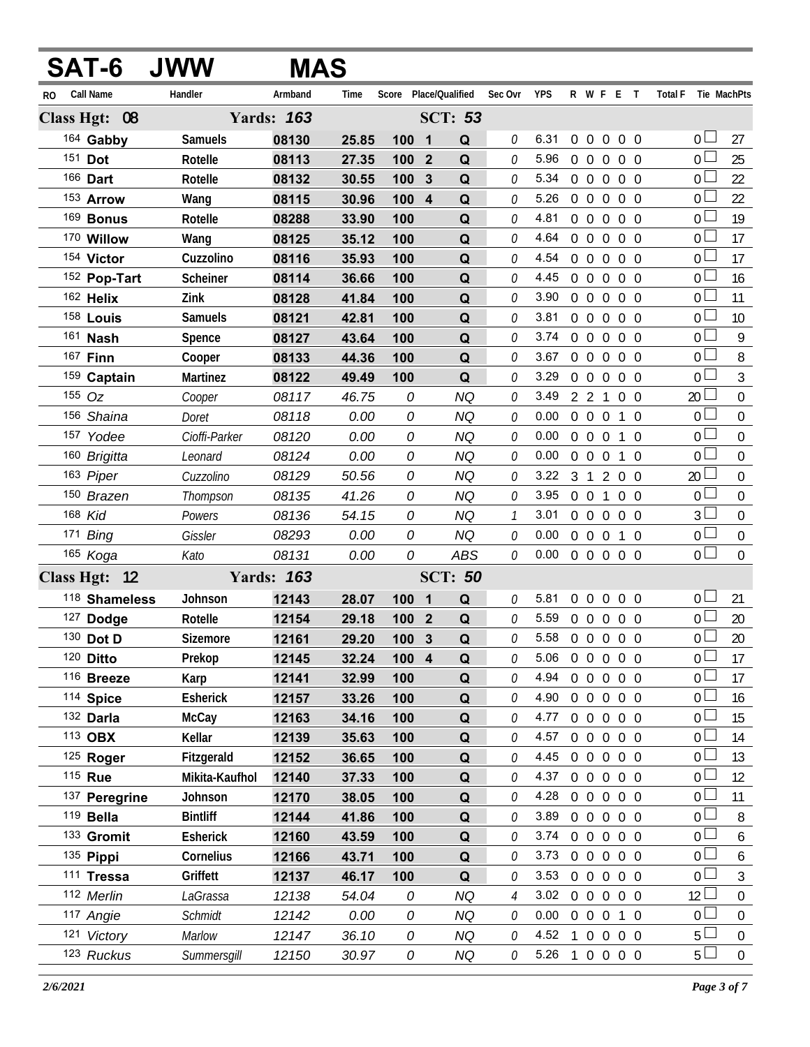# SAT-6 JWW MAS

| RO | Call Name | Handler | Armband | Time | Score | Place/Qualified | | Sec Ovr | YPS | R | W | F | E | T | Total F | Tie | MachPts |
|---|---|---|---|---|---|---|---|---|---|---|---|---|---|---|---|---|---|
| **Class Hgt: 08** | | **Yards: 163** | | | | **SCT: 53** | | | | | | | | | | | |
| 164 | **Gabby** | **Samuels** | **08130** | **25.85** | **100** | **1** | **Q** | 0 | 6.31 | 0 | 0 | 0 | 0 | 0 | 0 | ☐ | 27 |
| 151 | **Dot** | **Rotelle** | **08113** | **27.35** | **100** | **2** | **Q** | 0 | 5.96 | 0 | 0 | 0 | 0 | 0 | 0 | ☐ | 25 |
| 166 | **Dart** | **Rotelle** | **08132** | **30.55** | **100** | **3** | **Q** | 0 | 5.34 | 0 | 0 | 0 | 0 | 0 | 0 | ☐ | 22 |
| 153 | **Arrow** | **Wang** | **08115** | **30.96** | **100** | **4** | **Q** | 0 | 5.26 | 0 | 0 | 0 | 0 | 0 | 0 | ☐ | 22 |
| 169 | **Bonus** | **Rotelle** | **08288** | **33.90** | **100** | | **Q** | 0 | 4.81 | 0 | 0 | 0 | 0 | 0 | 0 | ☐ | 19 |
| 170 | **Willow** | **Wang** | **08125** | **35.12** | **100** | | **Q** | 0 | 4.64 | 0 | 0 | 0 | 0 | 0 | 0 | ☐ | 17 |
| 154 | **Victor** | **Cuzzolino** | **08116** | **35.93** | **100** | | **Q** | 0 | 4.54 | 0 | 0 | 0 | 0 | 0 | 0 | ☐ | 17 |
| 152 | **Pop-Tart** | **Scheiner** | **08114** | **36.66** | **100** | | **Q** | 0 | 4.45 | 0 | 0 | 0 | 0 | 0 | 0 | ☐ | 16 |
| 162 | **Helix** | **Zink** | **08128** | **41.84** | **100** | | **Q** | 0 | 3.90 | 0 | 0 | 0 | 0 | 0 | 0 | ☐ | 11 |
| 158 | **Louis** | **Samuels** | **08121** | **42.81** | **100** | | **Q** | 0 | 3.81 | 0 | 0 | 0 | 0 | 0 | 0 | ☐ | 10 |
| 161 | **Nash** | **Spence** | **08127** | **43.64** | **100** | | **Q** | 0 | 3.74 | 0 | 0 | 0 | 0 | 0 | 0 | ☐ | 9 |
| 167 | **Finn** | **Cooper** | **08133** | **44.36** | **100** | | **Q** | 0 | 3.67 | 0 | 0 | 0 | 0 | 0 | 0 | ☐ | 8 |
| 159 | **Captain** | **Martinez** | **08122** | **49.49** | **100** | | **Q** | 0 | 3.29 | 0 | 0 | 0 | 0 | 0 | 0 | ☐ | 3 |
| 155 | *Oz* | *Cooper* | *08117* | *46.75* | *0* | | *NQ* | 0 | 3.49 | 2 | 2 | 1 | 0 | 0 | 20 | ☐ | 0 |
| 156 | *Shaina* | *Doret* | *08118* | *0.00* | *0* | | *NQ* | 0 | 0.00 | 0 | 0 | 0 | 1 | 0 | 0 | ☐ | 0 |
| 157 | *Yodee* | *Cioffi-Parker* | *08120* | *0.00* | *0* | | *NQ* | 0 | 0.00 | 0 | 0 | 0 | 1 | 0 | 0 | ☐ | 0 |
| 160 | *Brigitta* | *Leonard* | *08124* | *0.00* | *0* | | *NQ* | 0 | 0.00 | 0 | 0 | 0 | 1 | 0 | 0 | ☐ | 0 |
| 163 | *Piper* | *Cuzzolino* | *08129* | *50.56* | *0* | | *NQ* | 0 | 3.22 | 3 | 1 | 2 | 0 | 0 | 20 | ☐ | 0 |
| 150 | *Brazen* | *Thompson* | *08135* | *41.26* | *0* | | *NQ* | 0 | 3.95 | 0 | 0 | 1 | 0 | 0 | 0 | ☐ | 0 |
| 168 | *Kid* | *Powers* | *08136* | *54.15* | *0* | | *NQ* | 1 | 3.01 | 0 | 0 | 0 | 0 | 0 | 3 | ☐ | 0 |
| 171 | *Bing* | *Gissler* | *08293* | *0.00* | *0* | | *NQ* | 0 | 0.00 | 0 | 0 | 0 | 1 | 0 | 0 | ☐ | 0 |
| 165 | *Koga* | *Kato* | *08131* | *0.00* | *0* | | *ABS* | 0 | 0.00 | 0 | 0 | 0 | 0 | 0 | 0 | ☐ | 0 |
| **Class Hgt: 12** | | **Yards: 163** | | | | **SCT: 50** | | | | | | | | | | | |
| 118 | **Shameless** | **Johnson** | **12143** | **28.07** | **100** | **1** | **Q** | 0 | 5.81 | 0 | 0 | 0 | 0 | 0 | 0 | ☐ | 21 |
| 127 | **Dodge** | **Rotelle** | **12154** | **29.18** | **100** | **2** | **Q** | 0 | 5.59 | 0 | 0 | 0 | 0 | 0 | 0 | ☐ | 20 |
| 130 | **Dot D** | **Sizemore** | **12161** | **29.20** | **100** | **3** | **Q** | 0 | 5.58 | 0 | 0 | 0 | 0 | 0 | 0 | ☐ | 20 |
| 120 | **Ditto** | **Prekop** | **12145** | **32.24** | **100** | **4** | **Q** | 0 | 5.06 | 0 | 0 | 0 | 0 | 0 | 0 | ☐ | 17 |
| 116 | **Breeze** | **Karp** | **12141** | **32.99** | **100** | | **Q** | 0 | 4.94 | 0 | 0 | 0 | 0 | 0 | 0 | ☐ | 17 |
| 114 | **Spice** | **Esherick** | **12157** | **33.26** | **100** | | **Q** | 0 | 4.90 | 0 | 0 | 0 | 0 | 0 | 0 | ☐ | 16 |
| 132 | **Darla** | **McCay** | **12163** | **34.16** | **100** | | **Q** | 0 | 4.77 | 0 | 0 | 0 | 0 | 0 | 0 | ☐ | 15 |
| 113 | **OBX** | **Kellar** | **12139** | **35.63** | **100** | | **Q** | 0 | 4.57 | 0 | 0 | 0 | 0 | 0 | 0 | ☐ | 14 |
| 125 | **Roger** | **Fitzgerald** | **12152** | **36.65** | **100** | | **Q** | 0 | 4.45 | 0 | 0 | 0 | 0 | 0 | 0 | ☐ | 13 |
| 115 | **Rue** | **Mikita-Kaufhol** | **12140** | **37.33** | **100** | | **Q** | 0 | 4.37 | 0 | 0 | 0 | 0 | 0 | 0 | ☐ | 12 |
| 137 | **Peregrine** | **Johnson** | **12170** | **38.05** | **100** | | **Q** | 0 | 4.28 | 0 | 0 | 0 | 0 | 0 | 0 | ☐ | 11 |
| 119 | **Bella** | **Bintliff** | **12144** | **41.86** | **100** | | **Q** | 0 | 3.89 | 0 | 0 | 0 | 0 | 0 | 0 | ☐ | 8 |
| 133 | **Gromit** | **Esherick** | **12160** | **43.59** | **100** | | **Q** | 0 | 3.74 | 0 | 0 | 0 | 0 | 0 | 0 | ☐ | 6 |
| 135 | **Pippi** | **Cornelius** | **12166** | **43.71** | **100** | | **Q** | 0 | 3.73 | 0 | 0 | 0 | 0 | 0 | 0 | ☐ | 6 |
| 111 | **Tressa** | **Griffett** | **12137** | **46.17** | **100** | | **Q** | 0 | 3.53 | 0 | 0 | 0 | 0 | 0 | 0 | ☐ | 3 |
| 112 | *Merlin* | *LaGrassa* | *12138* | *54.04* | *0* | | *NQ* | 4 | 3.02 | 0 | 0 | 0 | 0 | 0 | 12 | ☐ | 0 |
| 117 | *Angie* | *Schmidt* | *12142* | *0.00* | *0* | | *NQ* | 0 | 0.00 | 0 | 0 | 0 | 1 | 0 | 0 | ☐ | 0 |
| 121 | *Victory* | *Marlow* | *12147* | *36.10* | *0* | | *NQ* | 0 | 4.52 | 1 | 0 | 0 | 0 | 0 | 5 | ☐ | 0 |
| 123 | *Ruckus* | *Summersgill* | *12150* | *30.97* | *0* | | *NQ* | 0 | 5.26 | 1 | 0 | 0 | 0 | 0 | 5 | ☐ | 0 |

*2/6/2021*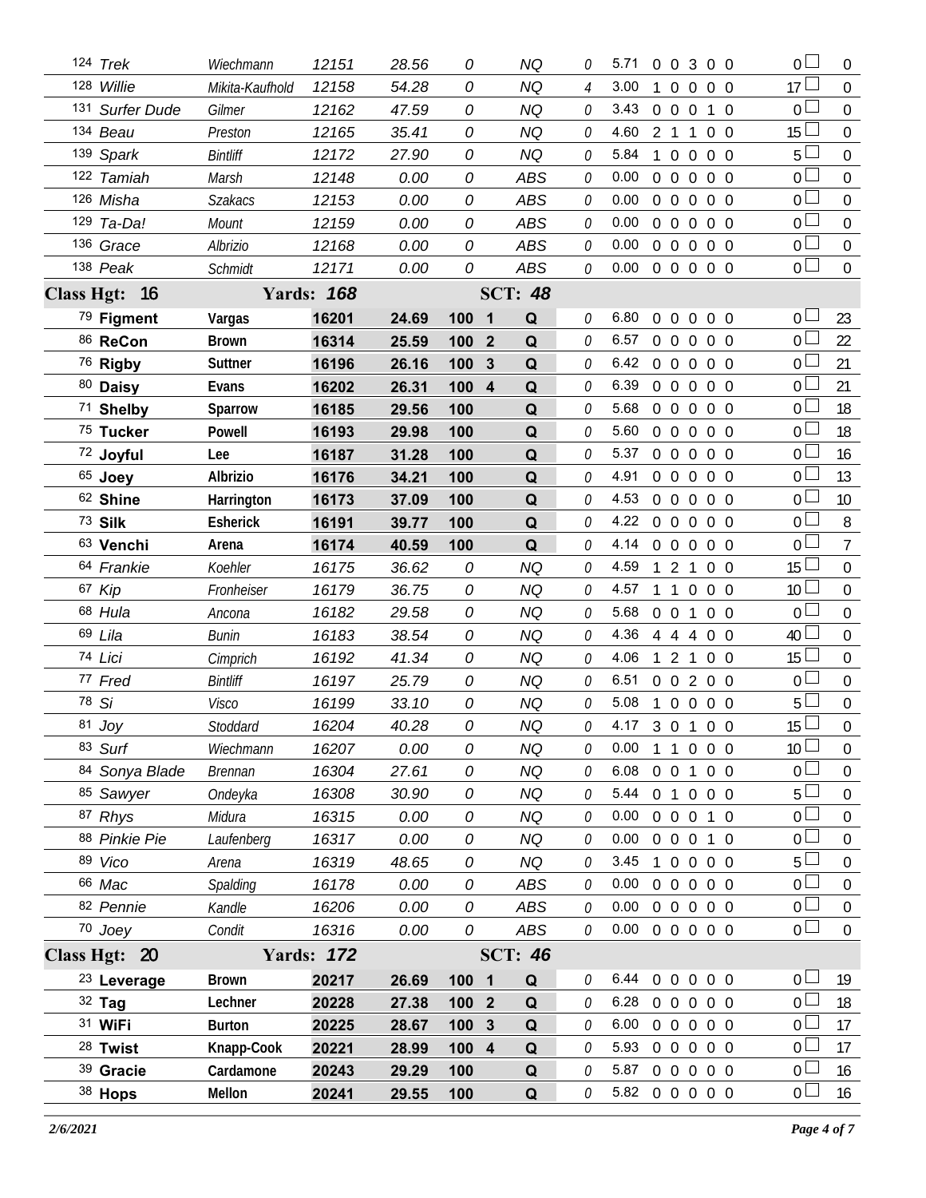| # | Dog | Handler | Armband | Time | Score | Place | Q | Pts | YPS | Faults | Total | Pts2 |
|---|---|---|---|---|---|---|---|---|---|---|---|---|
| 124 | *Trek* | *Wiechmann* | *12151* | *28.56* | *0* | | *NQ* | *0* | 5.71 | 0 0 3 0 0 | 0 | 0 |
| 128 | *Willie* | *Mikita-Kaufhold* | *12158* | *54.28* | *0* | | *NQ* | *4* | 3.00 | 1 0 0 0 0 | 17 | 0 |
| 131 | *Surfer Dude* | *Gilmer* | *12162* | *47.59* | *0* | | *NQ* | *0* | 3.43 | 0 0 0 1 0 | 0 | 0 |
| 134 | *Beau* | *Preston* | *12165* | *35.41* | *0* | | *NQ* | *0* | 4.60 | 2 1 1 0 0 | 15 | 0 |
| 139 | *Spark* | *Bintliff* | *12172* | *27.90* | *0* | | *NQ* | *0* | 5.84 | 1 0 0 0 0 | 5 | 0 |
| 122 | *Tamiah* | *Marsh* | *12148* | *0.00* | *0* | | *ABS* | *0* | 0.00 | 0 0 0 0 0 | 0 | 0 |
| 126 | *Misha* | *Szakacs* | *12153* | *0.00* | *0* | | *ABS* | *0* | 0.00 | 0 0 0 0 0 | 0 | 0 |
| 129 | *Ta-Da!* | *Mount* | *12159* | *0.00* | *0* | | *ABS* | *0* | 0.00 | 0 0 0 0 0 | 0 | 0 |
| 136 | *Grace* | *Albrizio* | *12168* | *0.00* | *0* | | *ABS* | *0* | 0.00 | 0 0 0 0 0 | 0 | 0 |
| 138 | *Peak* | *Schmidt* | *12171* | *0.00* | *0* | | *ABS* | *0* | 0.00 | 0 0 0 0 0 | 0 | 0 |
| **Class Hgt: 16** | | **Yards: 168** | | | | **SCT: 48** | | | | | | |
| 79 | **Figment** | **Vargas** | **16201** | **24.69** | **100** | **1** | **Q** | *0* | 6.80 | 0 0 0 0 0 | 0 | 23 |
| 86 | **ReCon** | **Brown** | **16314** | **25.59** | **100** | **2** | **Q** | *0* | 6.57 | 0 0 0 0 0 | 0 | 22 |
| 76 | **Rigby** | **Suttner** | **16196** | **26.16** | **100** | **3** | **Q** | *0* | 6.42 | 0 0 0 0 0 | 0 | 21 |
| 80 | **Daisy** | **Evans** | **16202** | **26.31** | **100** | **4** | **Q** | *0* | 6.39 | 0 0 0 0 0 | 0 | 21 |
| 71 | **Shelby** | **Sparrow** | **16185** | **29.56** | **100** | | **Q** | *0* | 5.68 | 0 0 0 0 0 | 0 | 18 |
| 75 | **Tucker** | **Powell** | **16193** | **29.98** | **100** | | **Q** | *0* | 5.60 | 0 0 0 0 0 | 0 | 18 |
| 72 | **Joyful** | **Lee** | **16187** | **31.28** | **100** | | **Q** | *0* | 5.37 | 0 0 0 0 0 | 0 | 16 |
| 65 | **Joey** | **Albrizio** | **16176** | **34.21** | **100** | | **Q** | *0* | 4.91 | 0 0 0 0 0 | 0 | 13 |
| 62 | **Shine** | **Harrington** | **16173** | **37.09** | **100** | | **Q** | *0* | 4.53 | 0 0 0 0 0 | 0 | 10 |
| 73 | **Silk** | **Esherick** | **16191** | **39.77** | **100** | | **Q** | *0* | 4.22 | 0 0 0 0 0 | 0 | 8 |
| 63 | **Venchi** | **Arena** | **16174** | **40.59** | **100** | | **Q** | *0* | 4.14 | 0 0 0 0 0 | 0 | 7 |
| 64 | *Frankie* | *Koehler* | *16175* | *36.62* | *0* | | *NQ* | *0* | 4.59 | 1 2 1 0 0 | 15 | 0 |
| 67 | *Kip* | *Fronheiser* | *16179* | *36.75* | *0* | | *NQ* | *0* | 4.57 | 1 1 0 0 0 | 10 | 0 |
| 68 | *Hula* | *Ancona* | *16182* | *29.58* | *0* | | *NQ* | *0* | 5.68 | 0 0 1 0 0 | 0 | 0 |
| 69 | *Lila* | *Bunin* | *16183* | *38.54* | *0* | | *NQ* | *0* | 4.36 | 4 4 4 0 0 | 40 | 0 |
| 74 | *Lici* | *Cimprich* | *16192* | *41.34* | *0* | | *NQ* | *0* | 4.06 | 1 2 1 0 0 | 15 | 0 |
| 77 | *Fred* | *Bintliff* | *16197* | *25.79* | *0* | | *NQ* | *0* | 6.51 | 0 0 2 0 0 | 0 | 0 |
| 78 | *Si* | *Visco* | *16199* | *33.10* | *0* | | *NQ* | *0* | 5.08 | 1 0 0 0 0 | 5 | 0 |
| 81 | *Joy* | *Stoddard* | *16204* | *40.28* | *0* | | *NQ* | *0* | 4.17 | 3 0 1 0 0 | 15 | 0 |
| 83 | *Surf* | *Wiechmann* | *16207* | *0.00* | *0* | | *NQ* | *0* | 0.00 | 1 1 0 0 0 | 10 | 0 |
| 84 | *Sonya Blade* | *Brennan* | *16304* | *27.61* | *0* | | *NQ* | *0* | 6.08 | 0 0 1 0 0 | 0 | 0 |
| 85 | *Sawyer* | *Ondeyka* | *16308* | *30.90* | *0* | | *NQ* | *0* | 5.44 | 0 1 0 0 0 | 5 | 0 |
| 87 | *Rhys* | *Midura* | *16315* | *0.00* | *0* | | *NQ* | *0* | 0.00 | 0 0 0 1 0 | 0 | 0 |
| 88 | *Pinkie Pie* | *Laufenberg* | *16317* | *0.00* | *0* | | *NQ* | *0* | 0.00 | 0 0 0 1 0 | 0 | 0 |
| 89 | *Vico* | *Arena* | *16319* | *48.65* | *0* | | *NQ* | *0* | 3.45 | 1 0 0 0 0 | 5 | 0 |
| 66 | *Mac* | *Spalding* | *16178* | *0.00* | *0* | | *ABS* | *0* | 0.00 | 0 0 0 0 0 | 0 | 0 |
| 82 | *Pennie* | *Kandle* | *16206* | *0.00* | *0* | | *ABS* | *0* | 0.00 | 0 0 0 0 0 | 0 | 0 |
| 70 | *Joey* | *Condit* | *16316* | *0.00* | *0* | | *ABS* | *0* | 0.00 | 0 0 0 0 0 | 0 | 0 |
| **Class Hgt: 20** | | **Yards: 172** | | | | **SCT: 46** | | | | | | |
| 23 | **Leverage** | **Brown** | **20217** | **26.69** | **100** | **1** | **Q** | *0* | 6.44 | 0 0 0 0 0 | 0 | 19 |
| 32 | **Tag** | **Lechner** | **20228** | **27.38** | **100** | **2** | **Q** | *0* | 6.28 | 0 0 0 0 0 | 0 | 18 |
| 31 | **WiFi** | **Burton** | **20225** | **28.67** | **100** | **3** | **Q** | *0* | 6.00 | 0 0 0 0 0 | 0 | 17 |
| 28 | **Twist** | **Knapp-Cook** | **20221** | **28.99** | **100** | **4** | **Q** | *0* | 5.93 | 0 0 0 0 0 | 0 | 17 |
| 39 | **Gracie** | **Cardamone** | **20243** | **29.29** | **100** | | **Q** | *0* | 5.87 | 0 0 0 0 0 | 0 | 16 |
| 38 | **Hops** | **Mellon** | **20241** | **29.55** | **100** | | **Q** | *0* | 5.82 | 0 0 0 0 0 | 0 | 16 |

*2/6/2021*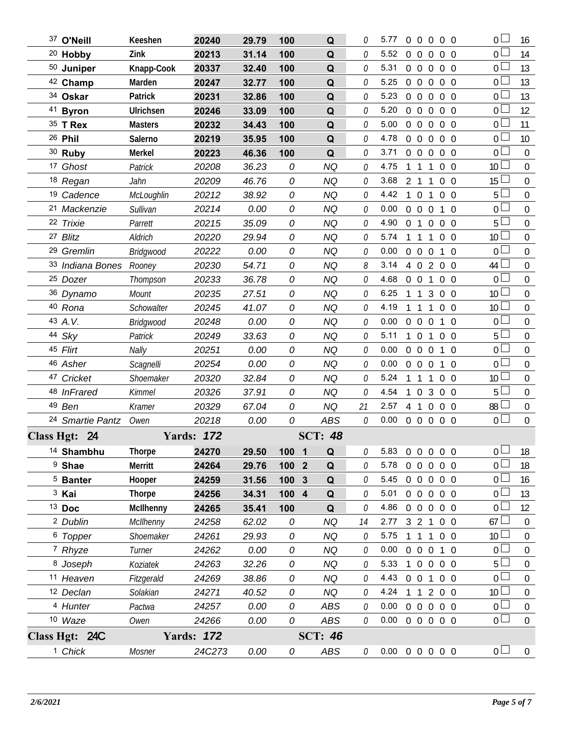| # | Name | Handler | Number | Time | Score | Place | Q | Time Faults | YPS | Faults | | | | | Total Faults | Points |
|---|---|---|---|---|---|---|---|---|---|---|---|---|---|---|---|---|
| 37 | **O'Neill** | **Keeshen** | **20240** | **29.79** | **100** | | **Q** | 0 | 5.77 | 0 | 0 | 0 | 0 | 0 | 0 | 16 |
| 20 | **Hobby** | **Zink** | **20213** | **31.14** | **100** | | **Q** | 0 | 5.52 | 0 | 0 | 0 | 0 | 0 | 0 | 14 |
| 50 | **Juniper** | **Knapp-Cook** | **20337** | **32.40** | **100** | | **Q** | 0 | 5.31 | 0 | 0 | 0 | 0 | 0 | 0 | 13 |
| 42 | **Champ** | **Marden** | **20247** | **32.77** | **100** | | **Q** | 0 | 5.25 | 0 | 0 | 0 | 0 | 0 | 0 | 13 |
| 34 | **Oskar** | **Patrick** | **20231** | **32.86** | **100** | | **Q** | 0 | 5.23 | 0 | 0 | 0 | 0 | 0 | 0 | 13 |
| 41 | **Byron** | **Ulrichsen** | **20246** | **33.09** | **100** | | **Q** | 0 | 5.20 | 0 | 0 | 0 | 0 | 0 | 0 | 12 |
| 35 | **T Rex** | **Masters** | **20232** | **34.43** | **100** | | **Q** | 0 | 5.00 | 0 | 0 | 0 | 0 | 0 | 0 | 11 |
| 26 | **Phil** | **Salerno** | **20219** | **35.95** | **100** | | **Q** | 0 | 4.78 | 0 | 0 | 0 | 0 | 0 | 0 | 10 |
| 30 | **Ruby** | **Merkel** | **20223** | **46.36** | **100** | | **Q** | 0 | 3.71 | 0 | 0 | 0 | 0 | 0 | 0 | 0 |
| 17 | *Ghost* | *Patrick* | *20208* | *36.23* | *0* | | *NQ* | 0 | 4.75 | 1 | 1 | 1 | 0 | 0 | 10 | 0 |
| 18 | *Regan* | *Jahn* | *20209* | *46.76* | *0* | | *NQ* | 0 | 3.68 | 2 | 1 | 1 | 0 | 0 | 15 | 0 |
| 19 | *Cadence* | *McLoughlin* | *20212* | *38.92* | *0* | | *NQ* | 0 | 4.42 | 1 | 0 | 1 | 0 | 0 | 5 | 0 |
| 21 | *Mackenzie* | *Sullivan* | *20214* | *0.00* | *0* | | *NQ* | 0 | 0.00 | 0 | 0 | 0 | 1 | 0 | 0 | 0 |
| 22 | *Trixie* | *Parrett* | *20215* | *35.09* | *0* | | *NQ* | 0 | 4.90 | 0 | 1 | 0 | 0 | 0 | 5 | 0 |
| 27 | *Blitz* | *Aldrich* | *20220* | *29.94* | *0* | | *NQ* | 0 | 5.74 | 1 | 1 | 1 | 0 | 0 | 10 | 0 |
| 29 | *Gremlin* | *Bridgwood* | *20222* | *0.00* | *0* | | *NQ* | 0 | 0.00 | 0 | 0 | 0 | 1 | 0 | 0 | 0 |
| 33 | *Indiana Bones* | *Rooney* | *20230* | *54.71* | *0* | | *NQ* | 8 | 3.14 | 4 | 0 | 2 | 0 | 0 | 44 | 0 |
| 25 | *Dozer* | *Thompson* | *20233* | *36.78* | *0* | | *NQ* | 0 | 4.68 | 0 | 0 | 1 | 0 | 0 | 0 | 0 |
| 36 | *Dynamo* | *Mount* | *20235* | *27.51* | *0* | | *NQ* | 0 | 6.25 | 1 | 1 | 3 | 0 | 0 | 10 | 0 |
| 40 | *Rona* | *Schowalter* | *20245* | *41.07* | *0* | | *NQ* | 0 | 4.19 | 1 | 1 | 1 | 0 | 0 | 10 | 0 |
| 43 | *A.V.* | *Bridgwood* | *20248* | *0.00* | *0* | | *NQ* | 0 | 0.00 | 0 | 0 | 0 | 1 | 0 | 0 | 0 |
| 44 | *Sky* | *Patrick* | *20249* | *33.63* | *0* | | *NQ* | 0 | 5.11 | 1 | 0 | 1 | 0 | 0 | 5 | 0 |
| 45 | *Flirt* | *Nally* | *20251* | *0.00* | *0* | | *NQ* | 0 | 0.00 | 0 | 0 | 0 | 1 | 0 | 0 | 0 |
| 46 | *Asher* | *Scagnelli* | *20254* | *0.00* | *0* | | *NQ* | 0 | 0.00 | 0 | 0 | 0 | 1 | 0 | 0 | 0 |
| 47 | *Cricket* | *Shoemaker* | *20320* | *32.84* | *0* | | *NQ* | 0 | 5.24 | 1 | 1 | 1 | 0 | 0 | 10 | 0 |
| 48 | *InFrared* | *Kimmel* | *20326* | *37.91* | *0* | | *NQ* | 0 | 4.54 | 1 | 0 | 3 | 0 | 0 | 5 | 0 |
| 49 | *Ben* | *Kramer* | *20329* | *67.04* | *0* | | *NQ* | 21 | 2.57 | 4 | 1 | 0 | 0 | 0 | 88 | 0 |
| 24 | *Smartie Pantz* | *Owen* | *20218* | *0.00* | *0* | | *ABS* | 0 | 0.00 | 0 | 0 | 0 | 0 | 0 | 0 | 0 |
| **Class Hgt: 24** | | **Yards: 172** | | | | **SCT: 48** | | | | | | | | | | |
| 14 | **Shambhu** | **Thorpe** | **24270** | **29.50** | **100** | **1** | **Q** | 0 | 5.83 | 0 | 0 | 0 | 0 | 0 | 0 | 18 |
| 9 | **Shae** | **Merritt** | **24264** | **29.76** | **100** | **2** | **Q** | 0 | 5.78 | 0 | 0 | 0 | 0 | 0 | 0 | 18 |
| 5 | **Banter** | **Hooper** | **24259** | **31.56** | **100** | **3** | **Q** | 0 | 5.45 | 0 | 0 | 0 | 0 | 0 | 0 | 16 |
| 3 | **Kai** | **Thorpe** | **24256** | **34.31** | **100** | **4** | **Q** | 0 | 5.01 | 0 | 0 | 0 | 0 | 0 | 0 | 13 |
| 13 | **Doc** | **McIlhenny** | **24265** | **35.41** | **100** | | **Q** | 0 | 4.86 | 0 | 0 | 0 | 0 | 0 | 0 | 12 |
| 2 | *Dublin* | *McIlhenny* | *24258* | *62.02* | *0* | | *NQ* | 14 | 2.77 | 3 | 2 | 1 | 0 | 0 | 67 | 0 |
| 6 | *Topper* | *Shoemaker* | *24261* | *29.93* | *0* | | *NQ* | 0 | 5.75 | 1 | 1 | 1 | 0 | 0 | 10 | 0 |
| 7 | *Rhyze* | *Turner* | *24262* | *0.00* | *0* | | *NQ* | 0 | 0.00 | 0 | 0 | 0 | 1 | 0 | 0 | 0 |
| 8 | *Joseph* | *Koziatek* | *24263* | *32.26* | *0* | | *NQ* | 0 | 5.33 | 1 | 0 | 0 | 0 | 0 | 5 | 0 |
| 11 | *Heaven* | *Fitzgerald* | *24269* | *38.86* | *0* | | *NQ* | 0 | 4.43 | 0 | 0 | 1 | 0 | 0 | 0 | 0 |
| 12 | *Declan* | *Solakian* | *24271* | *40.52* | *0* | | *NQ* | 0 | 4.24 | 1 | 1 | 2 | 0 | 0 | 10 | 0 |
| 4 | *Hunter* | *Pactwa* | *24257* | *0.00* | *0* | | *ABS* | 0 | 0.00 | 0 | 0 | 0 | 0 | 0 | 0 | 0 |
| 10 | *Waze* | *Owen* | *24266* | *0.00* | *0* | | *ABS* | 0 | 0.00 | 0 | 0 | 0 | 0 | 0 | 0 | 0 |
| **Class Hgt: 24C** | | **Yards: 172** | | | | **SCT: 46** | | | | | | | | | | |
| 1 | *Chick* | *Mosner* | *24C273* | *0.00* | *0* | | *ABS* | 0 | 0.00 | 0 | 0 | 0 | 0 | 0 | 0 | 0 |

*2/6/2021*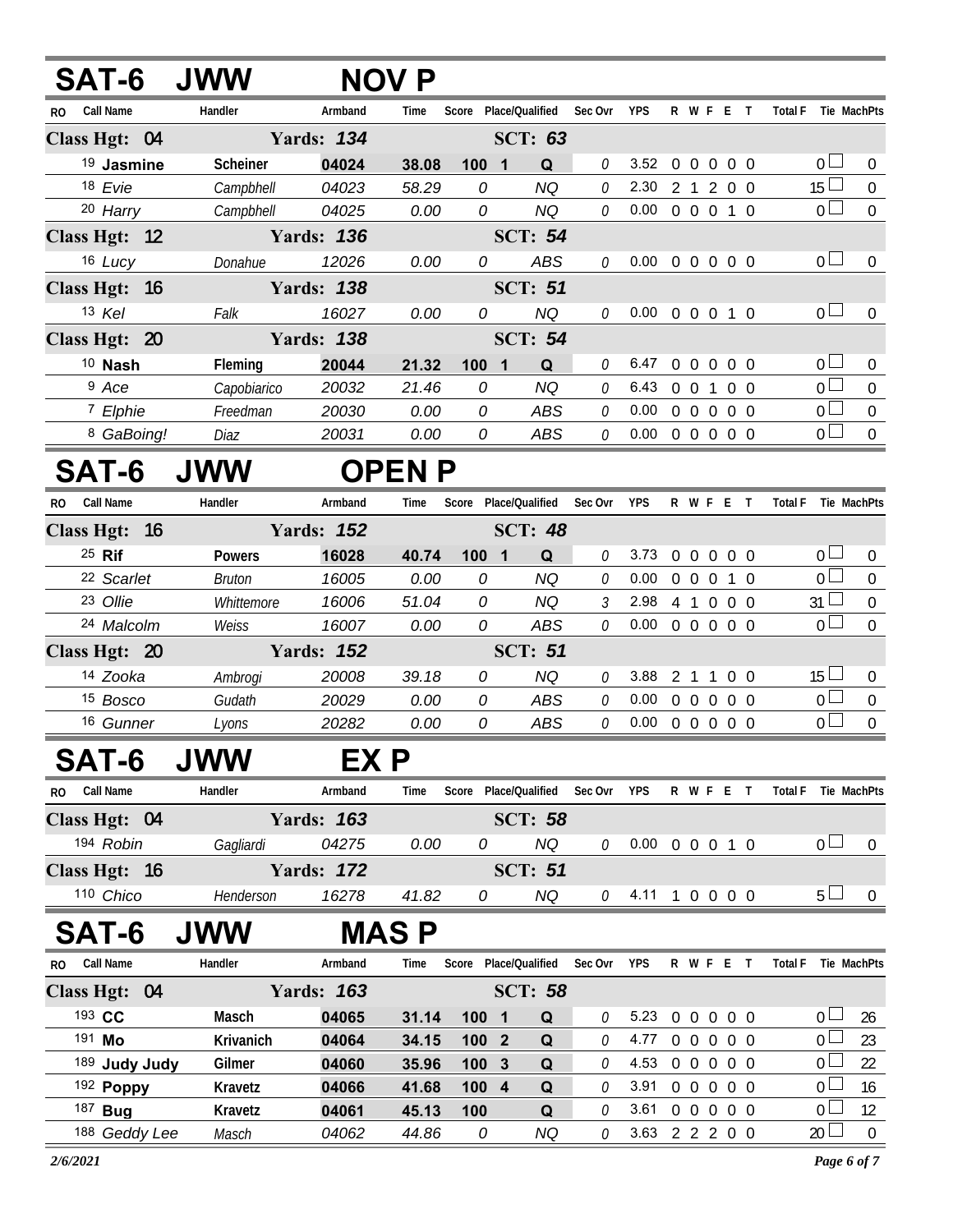## SAT-6 JWW NOV P

| RO | Call Name | Handler | Armband | Time | Score | Place/Qualified | | Sec Ovr | YPS | R | W | F | E | T | Total F | Tie | MachPts |
|---|---|---|---|---|---|---|---|---|---|---|---|---|---|---|---|---|---|
| **Class Hgt: 04** | | **Yards: 134** | | | | **SCT: 63** | | | | | | | | | | | |
| 19 | **Jasmine** | **Scheiner** | **04024** | **38.08** | **100** | **1** | **Q** | 0 | 3.52 | 0 | 0 | 0 | 0 | 0 | 0 | ☐ | 0 |
| 18 | *Evie* | *Campbhell* | *04023* | *58.29* | *0* | | *NQ* | 0 | 2.30 | 2 | 1 | 2 | 0 | 0 | 15 | ☐ | 0 |
| 20 | *Harry* | *Campbhell* | *04025* | *0.00* | *0* | | *NQ* | 0 | 0.00 | 0 | 0 | 0 | 1 | 0 | 0 | ☐ | 0 |
| **Class Hgt: 12** | | **Yards: 136** | | | | **SCT: 54** | | | | | | | | | | | |
| 16 | *Lucy* | *Donahue* | *12026* | *0.00* | *0* | | *ABS* | 0 | 0.00 | 0 | 0 | 0 | 0 | 0 | 0 | ☐ | 0 |
| **Class Hgt: 16** | | **Yards: 138** | | | | **SCT: 51** | | | | | | | | | | | |
| 13 | *Kel* | *Falk* | *16027* | *0.00* | *0* | | *NQ* | 0 | 0.00 | 0 | 0 | 0 | 1 | 0 | 0 | ☐ | 0 |
| **Class Hgt: 20** | | **Yards: 138** | | | | **SCT: 54** | | | | | | | | | | | |
| 10 | **Nash** | **Fleming** | **20044** | **21.32** | **100** | **1** | **Q** | 0 | 6.47 | 0 | 0 | 0 | 0 | 0 | 0 | ☐ | 0 |
| 9 | *Ace* | *Capobiarico* | *20032* | *21.46* | *0* | | *NQ* | 0 | 6.43 | 0 | 0 | 1 | 0 | 0 | 0 | ☐ | 0 |
| 7 | *Elphie* | *Freedman* | *20030* | *0.00* | *0* | | *ABS* | 0 | 0.00 | 0 | 0 | 0 | 0 | 0 | 0 | ☐ | 0 |
| 8 | *GaBoing!* | *Diaz* | *20031* | *0.00* | *0* | | *ABS* | 0 | 0.00 | 0 | 0 | 0 | 0 | 0 | 0 | ☐ | 0 |

## SAT-6 JWW OPEN P

| RO | Call Name | Handler | Armband | Time | Score | Place/Qualified | | Sec Ovr | YPS | R | W | F | E | T | Total F | Tie | MachPts |
|---|---|---|---|---|---|---|---|---|---|---|---|---|---|---|---|---|---|
| **Class Hgt: 16** | | **Yards: 152** | | | | **SCT: 48** | | | | | | | | | | | |
| 25 | **Rif** | **Powers** | **16028** | **40.74** | **100** | **1** | **Q** | 0 | 3.73 | 0 | 0 | 0 | 0 | 0 | 0 | ☐ | 0 |
| 22 | *Scarlet* | *Bruton* | *16005* | *0.00* | *0* | | *NQ* | 0 | 0.00 | 0 | 0 | 0 | 1 | 0 | 0 | ☐ | 0 |
| 23 | *Ollie* | *Whittemore* | *16006* | *51.04* | *0* | | *NQ* | 3 | 2.98 | 4 | 1 | 0 | 0 | 0 | 31 | ☐ | 0 |
| 24 | *Malcolm* | *Weiss* | *16007* | *0.00* | *0* | | *ABS* | 0 | 0.00 | 0 | 0 | 0 | 0 | 0 | 0 | ☐ | 0 |
| **Class Hgt: 20** | | **Yards: 152** | | | | **SCT: 51** | | | | | | | | | | | |
| 14 | *Zooka* | *Ambrogi* | *20008* | *39.18* | *0* | | *NQ* | 0 | 3.88 | 2 | 1 | 1 | 0 | 0 | 15 | ☐ | 0 |
| 15 | *Bosco* | *Gudath* | *20029* | *0.00* | *0* | | *ABS* | 0 | 0.00 | 0 | 0 | 0 | 0 | 0 | 0 | ☐ | 0 |
| 16 | *Gunner* | *Lyons* | *20282* | *0.00* | *0* | | *ABS* | 0 | 0.00 | 0 | 0 | 0 | 0 | 0 | 0 | ☐ | 0 |

## SAT-6 JWW EX P

| RO | Call Name | Handler | Armband | Time | Score | Place/Qualified | | Sec Ovr | YPS | R | W | F | E | T | Total F | Tie | MachPts |
|---|---|---|---|---|---|---|---|---|---|---|---|---|---|---|---|---|---|
| **Class Hgt: 04** | | **Yards: 163** | | | | **SCT: 58** | | | | | | | | | | | |
| 194 | *Robin* | *Gagliardi* | *04275* | *0.00* | *0* | | *NQ* | 0 | 0.00 | 0 | 0 | 0 | 1 | 0 | 0 | ☐ | 0 |
| **Class Hgt: 16** | | **Yards: 172** | | | | **SCT: 51** | | | | | | | | | | | |
| 110 | *Chico* | *Henderson* | *16278* | *41.82* | *0* | | *NQ* | 0 | 4.11 | 1 | 0 | 0 | 0 | 0 | 5 | ☐ | 0 |

## SAT-6 JWW MAS P

| RO | Call Name | Handler | Armband | Time | Score | Place/Qualified | | Sec Ovr | YPS | R | W | F | E | T | Total F | Tie | MachPts |
|---|---|---|---|---|---|---|---|---|---|---|---|---|---|---|---|---|---|
| **Class Hgt: 04** | | **Yards: 163** | | | | **SCT: 58** | | | | | | | | | | | |
| 193 | **CC** | **Masch** | **04065** | **31.14** | **100** | **1** | **Q** | 0 | 5.23 | 0 | 0 | 0 | 0 | 0 | 0 | ☐ | 26 |
| 191 | **Mo** | **Krivanich** | **04064** | **34.15** | **100** | **2** | **Q** | 0 | 4.77 | 0 | 0 | 0 | 0 | 0 | 0 | ☐ | 23 |
| 189 | **Judy Judy** | **Gilmer** | **04060** | **35.96** | **100** | **3** | **Q** | 0 | 4.53 | 0 | 0 | 0 | 0 | 0 | 0 | ☐ | 22 |
| 192 | **Poppy** | **Kravetz** | **04066** | **41.68** | **100** | **4** | **Q** | 0 | 3.91 | 0 | 0 | 0 | 0 | 0 | 0 | ☐ | 16 |
| 187 | **Bug** | **Kravetz** | **04061** | **45.13** | **100** | | **Q** | 0 | 3.61 | 0 | 0 | 0 | 0 | 0 | 0 | ☐ | 12 |
| 188 | *Geddy Lee* | *Masch* | *04062* | *44.86* | *0* | | *NQ* | 0 | 3.63 | 2 | 2 | 2 | 0 | 0 | 20 | ☐ | 0 |

*2/6/2021*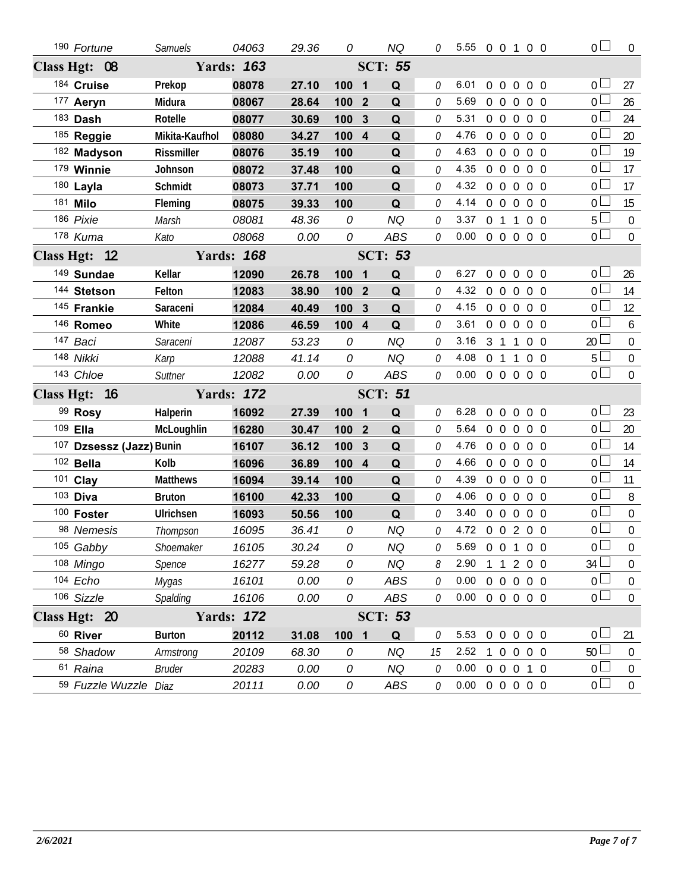| | | | | | | | | | | | | | | | |
|---|---|---|---|---|---|---|---|---|---|---|---|---|---|---|---|
| 190 *Fortune* | *Samuels* | *04063* | *29.36* | *0* | | *NQ* | *0* | 5.55 | 0 | 0 | 1 | 0 | 0 | 0 | 0 |
| **Class Hgt: 08** | | **Yards: 163** | | | | **SCT: 55** | | | | | | | | | |
| 184 **Cruise** | **Prekop** | **08078** | **27.10** | **100** | **1** | **Q** | *0* | 6.01 | 0 | 0 | 0 | 0 | 0 | 0 | 27 |
| 177 **Aeryn** | **Midura** | **08067** | **28.64** | **100** | **2** | **Q** | *0* | 5.69 | 0 | 0 | 0 | 0 | 0 | 0 | 26 |
| 183 **Dash** | **Rotelle** | **08077** | **30.69** | **100** | **3** | **Q** | *0* | 5.31 | 0 | 0 | 0 | 0 | 0 | 0 | 24 |
| 185 **Reggie** | **Mikita-Kaufhol** | **08080** | **34.27** | **100** | **4** | **Q** | *0* | 4.76 | 0 | 0 | 0 | 0 | 0 | 0 | 20 |
| 182 **Madyson** | **Rissmiller** | **08076** | **35.19** | **100** | | **Q** | *0* | 4.63 | 0 | 0 | 0 | 0 | 0 | 0 | 19 |
| 179 **Winnie** | **Johnson** | **08072** | **37.48** | **100** | | **Q** | *0* | 4.35 | 0 | 0 | 0 | 0 | 0 | 0 | 17 |
| 180 **Layla** | **Schmidt** | **08073** | **37.71** | **100** | | **Q** | *0* | 4.32 | 0 | 0 | 0 | 0 | 0 | 0 | 17 |
| 181 **Milo** | **Fleming** | **08075** | **39.33** | **100** | | **Q** | *0* | 4.14 | 0 | 0 | 0 | 0 | 0 | 0 | 15 |
| 186 *Pixie* | *Marsh* | *08081* | *48.36* | *0* | | *NQ* | *0* | 3.37 | 0 | 1 | 1 | 0 | 0 | 5 | 0 |
| 178 *Kuma* | *Kato* | *08068* | *0.00* | *0* | | *ABS* | *0* | 0.00 | 0 | 0 | 0 | 0 | 0 | 0 | 0 |
| **Class Hgt: 12** | | **Yards: 168** | | | | **SCT: 53** | | | | | | | | | |
| 149 **Sundae** | **Kellar** | **12090** | **26.78** | **100** | **1** | **Q** | *0* | 6.27 | 0 | 0 | 0 | 0 | 0 | 0 | 26 |
| 144 **Stetson** | **Felton** | **12083** | **38.90** | **100** | **2** | **Q** | *0* | 4.32 | 0 | 0 | 0 | 0 | 0 | 0 | 14 |
| 145 **Frankie** | **Saraceni** | **12084** | **40.49** | **100** | **3** | **Q** | *0* | 4.15 | 0 | 0 | 0 | 0 | 0 | 0 | 12 |
| 146 **Romeo** | **White** | **12086** | **46.59** | **100** | **4** | **Q** | *0* | 3.61 | 0 | 0 | 0 | 0 | 0 | 0 | 6 |
| 147 *Baci* | *Saraceni* | *12087* | *53.23* | *0* | | *NQ* | *0* | 3.16 | 3 | 1 | 1 | 0 | 0 | 20 | 0 |
| 148 *Nikki* | *Karp* | *12088* | *41.14* | *0* | | *NQ* | *0* | 4.08 | 0 | 1 | 1 | 0 | 0 | 5 | 0 |
| 143 *Chloe* | *Suttner* | *12082* | *0.00* | *0* | | *ABS* | *0* | 0.00 | 0 | 0 | 0 | 0 | 0 | 0 | 0 |
| **Class Hgt: 16** | | **Yards: 172** | | | | **SCT: 51** | | | | | | | | | |
| 99 **Rosy** | **Halperin** | **16092** | **27.39** | **100** | **1** | **Q** | *0* | 6.28 | 0 | 0 | 0 | 0 | 0 | 0 | 23 |
| 109 **Ella** | **McLoughlin** | **16280** | **30.47** | **100** | **2** | **Q** | *0* | 5.64 | 0 | 0 | 0 | 0 | 0 | 0 | 20 |
| 107 **Dzsessz (Jazz)** | **Bunin** | **16107** | **36.12** | **100** | **3** | **Q** | *0* | 4.76 | 0 | 0 | 0 | 0 | 0 | 0 | 14 |
| 102 **Bella** | **Kolb** | **16096** | **36.89** | **100** | **4** | **Q** | *0* | 4.66 | 0 | 0 | 0 | 0 | 0 | 0 | 14 |
| 101 **Clay** | **Matthews** | **16094** | **39.14** | **100** | | **Q** | *0* | 4.39 | 0 | 0 | 0 | 0 | 0 | 0 | 11 |
| 103 **Diva** | **Bruton** | **16100** | **42.33** | **100** | | **Q** | *0* | 4.06 | 0 | 0 | 0 | 0 | 0 | 0 | 8 |
| 100 **Foster** | **Ulrichsen** | **16093** | **50.56** | **100** | | **Q** | *0* | 3.40 | 0 | 0 | 0 | 0 | 0 | 0 | 0 |
| 98 *Nemesis* | *Thompson* | *16095* | *36.41* | *0* | | *NQ* | *0* | 4.72 | 0 | 0 | 2 | 0 | 0 | 0 | 0 |
| 105 *Gabby* | *Shoemaker* | *16105* | *30.24* | *0* | | *NQ* | *0* | 5.69 | 0 | 0 | 1 | 0 | 0 | 0 | 0 |
| 108 *Mingo* | *Spence* | *16277* | *59.28* | *0* | | *NQ* | *8* | 2.90 | 1 | 1 | 2 | 0 | 0 | 34 | 0 |
| 104 *Echo* | *Mygas* | *16101* | *0.00* | *0* | | *ABS* | *0* | 0.00 | 0 | 0 | 0 | 0 | 0 | 0 | 0 |
| 106 *Sizzle* | *Spalding* | *16106* | *0.00* | *0* | | *ABS* | *0* | 0.00 | 0 | 0 | 0 | 0 | 0 | 0 | 0 |
| **Class Hgt: 20** | | **Yards: 172** | | | | **SCT: 53** | | | | | | | | | |
| 60 **River** | **Burton** | **20112** | **31.08** | **100** | **1** | **Q** | *0* | 5.53 | 0 | 0 | 0 | 0 | 0 | 0 | 21 |
| 58 *Shadow* | *Armstrong* | *20109* | *68.30* | *0* | | *NQ* | *15* | 2.52 | 1 | 0 | 0 | 0 | 0 | 50 | 0 |
| 61 *Raina* | *Bruder* | *20283* | *0.00* | *0* | | *NQ* | *0* | 0.00 | 0 | 0 | 0 | 1 | 0 | 0 | 0 |
| 59 *Fuzzle Wuzzle* | *Diaz* | *20111* | *0.00* | *0* | | *ABS* | *0* | 0.00 | 0 | 0 | 0 | 0 | 0 | 0 | 0 |

*2/6/2021*